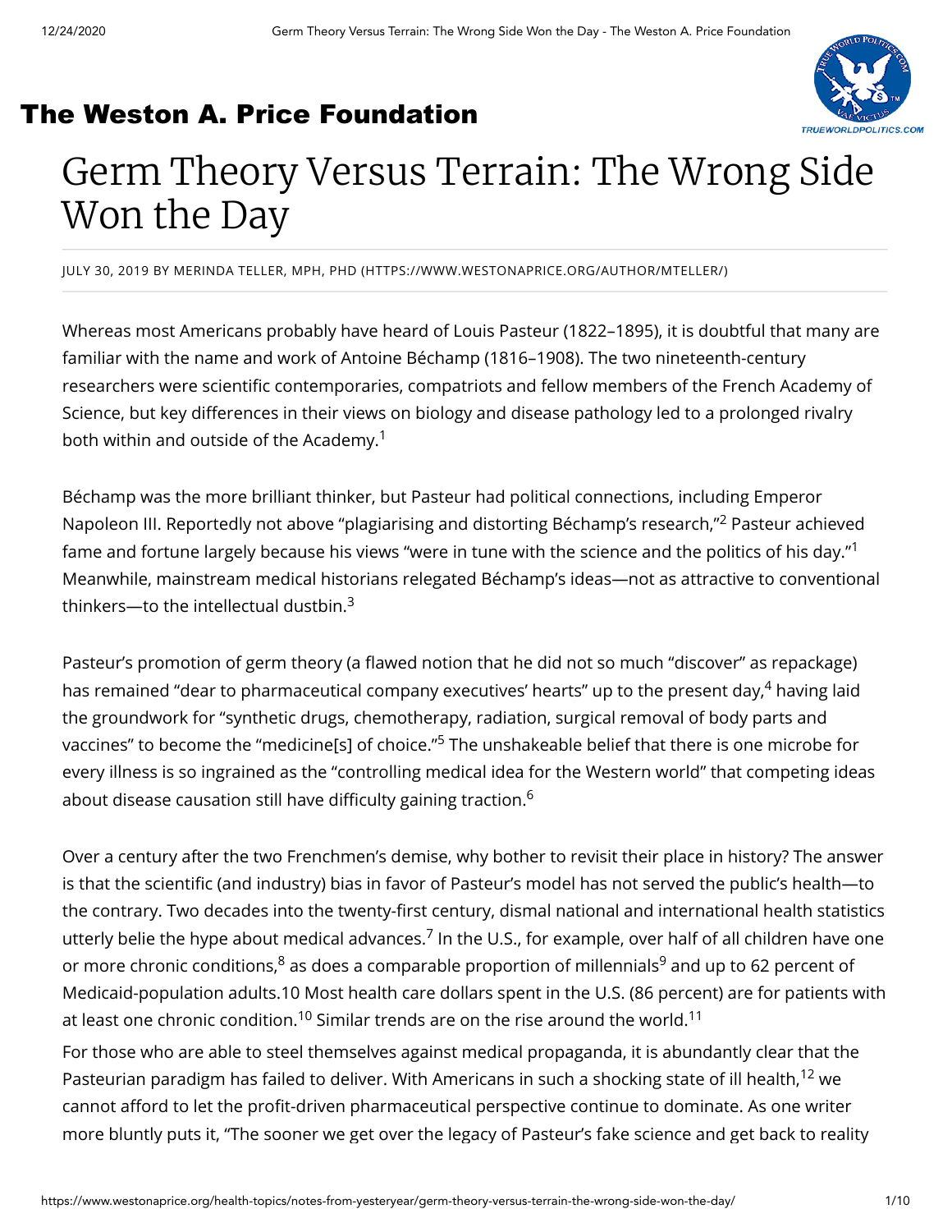# The Weston A. Price Foundation

# Germ Theory Versus Terrain: The Wrong Side Won the Day

JULY 30, 2019 BY MERINDA TELLER, MPH, PHD (HTTPS://WWW.WESTONAPRICE.ORG/AUTHOR/MTELLER/)

Whereas most Americans probably have heard of Louis Pasteur (1822–1895), it is doubtful that many are familiar with the name and work of Antoine Béchamp (1816–1908). The two nineteenth-century researchers were scientific contemporaries, compatriots and fellow members of the French Academy of Science, but key differences in their views on biology and disease pathology led to a prolonged rivalry both within and outside of the Academy.[1]

Béchamp was the more brilliant thinker, but Pasteur had political connections, including Emperor Napoleon III. Reportedly not above "plagiarising and distorting Béchamp's research,"[2] Pasteur achieved fame and fortune largely because his views "were in tune with the science and the politics of his day."[1] Meanwhile, mainstream medical historians relegated Béchamp's ideas—not as attractive to conventional thinkers—to the intellectual dustbin.[3]

Pasteur's promotion of germ theory (a flawed notion that he did not so much "discover" as repackage) has remained "dear to pharmaceutical company executives' hearts" up to the present day,[4] having laid the groundwork for "synthetic drugs, chemotherapy, radiation, surgical removal of body parts and vaccines" to become the "medicine[s] of choice."[5] The unshakeable belief that there is one microbe for every illness is so ingrained as the "controlling medical idea for the Western world" that competing ideas about disease causation still have difficulty gaining traction.[6]

Over a century after the two Frenchmen's demise, why bother to revisit their place in history? The answer is that the scientific (and industry) bias in favor of Pasteur's model has not served the public's health—to the contrary. Two decades into the twenty-first century, dismal national and international health statistics utterly belie the hype about medical advances.[7] In the U.S., for example, over half of all children have one or more chronic conditions,[8] as does a comparable proportion of millennials[9] and up to 62 percent of Medicaid-population adults.10 Most health care dollars spent in the U.S. (86 percent) are for patients with at least one chronic condition.[10] Similar trends are on the rise around the world.[11]

For those who are able to steel themselves against medical propaganda, it is abundantly clear that the Pasteurian paradigm has failed to deliver. With Americans in such a shocking state of ill health,[12] we cannot afford to let the profit-driven pharmaceutical perspective continue to dominate. As one writer more bluntly puts it, "The sooner we get over the legacy of Pasteur's fake science and get back to reality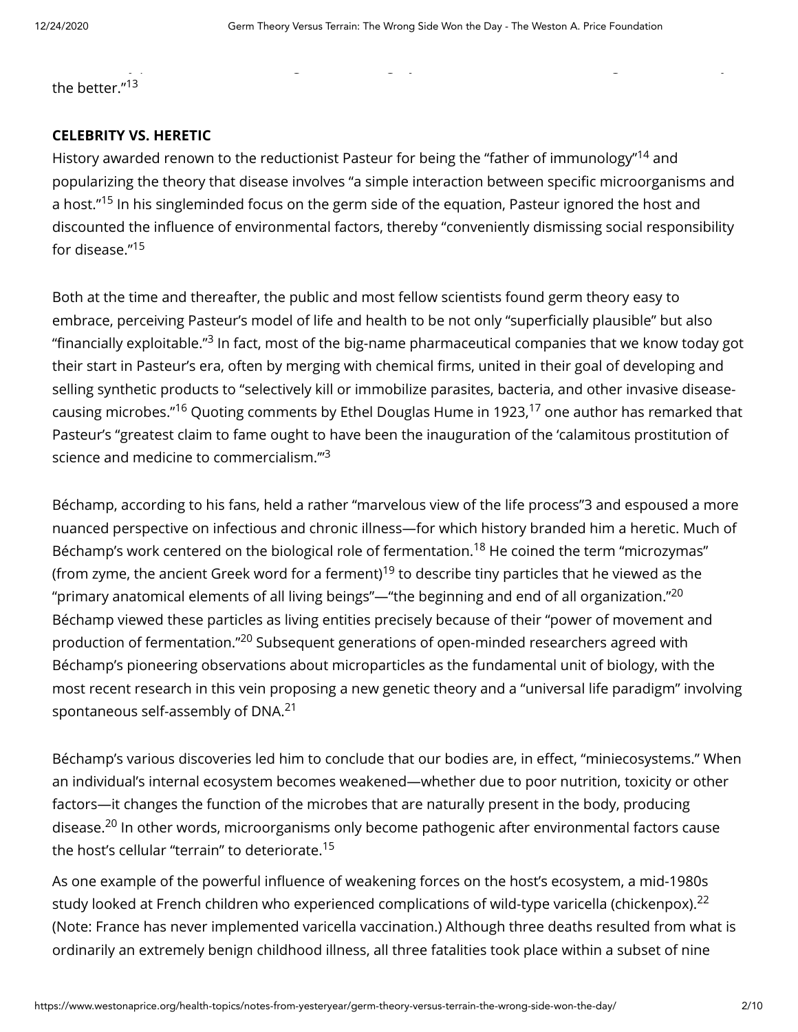the better."[13]

**CELEBRITY VS. HERETIC**

History awarded renown to the reductionist Pasteur for being the "father of immunology"[14] and popularizing the theory that disease involves "a simple interaction between specific microorganisms and a host."[15] In his singleminded focus on the germ side of the equation, Pasteur ignored the host and discounted the influence of environmental factors, thereby "conveniently dismissing social responsibility for disease."[15]

Both at the time and thereafter, the public and most fellow scientists found germ theory easy to embrace, perceiving Pasteur's model of life and health to be not only "superficially plausible" but also "financially exploitable."[3] In fact, most of the big-name pharmaceutical companies that we know today got their start in Pasteur's era, often by merging with chemical firms, united in their goal of developing and selling synthetic products to "selectively kill or immobilize parasites, bacteria, and other invasive disease-causing microbes."[16] Quoting comments by Ethel Douglas Hume in 1923,[17] one author has remarked that Pasteur's "greatest claim to fame ought to have been the inauguration of the 'calamitous prostitution of science and medicine to commercialism.'"[3]

Béchamp, according to his fans, held a rather "marvelous view of the life process"3 and espoused a more nuanced perspective on infectious and chronic illness—for which history branded him a heretic. Much of Béchamp's work centered on the biological role of fermentation.[18] He coined the term "microzymas" (from zyme, the ancient Greek word for a ferment)[19] to describe tiny particles that he viewed as the "primary anatomical elements of all living beings"—"the beginning and end of all organization."[20] Béchamp viewed these particles as living entities precisely because of their "power of movement and production of fermentation."[20] Subsequent generations of open-minded researchers agreed with Béchamp's pioneering observations about microparticles as the fundamental unit of biology, with the most recent research in this vein proposing a new genetic theory and a "universal life paradigm" involving spontaneous self-assembly of DNA.[21]

Béchamp's various discoveries led him to conclude that our bodies are, in effect, "miniecosystems." When an individual's internal ecosystem becomes weakened—whether due to poor nutrition, toxicity or other factors—it changes the function of the microbes that are naturally present in the body, producing disease.[20] In other words, microorganisms only become pathogenic after environmental factors cause the host's cellular "terrain" to deteriorate.[15]

As one example of the powerful influence of weakening forces on the host's ecosystem, a mid-1980s study looked at French children who experienced complications of wild-type varicella (chickenpox).[22] (Note: France has never implemented varicella vaccination.) Although three deaths resulted from what is ordinarily an extremely benign childhood illness, all three fatalities took place within a subset of nine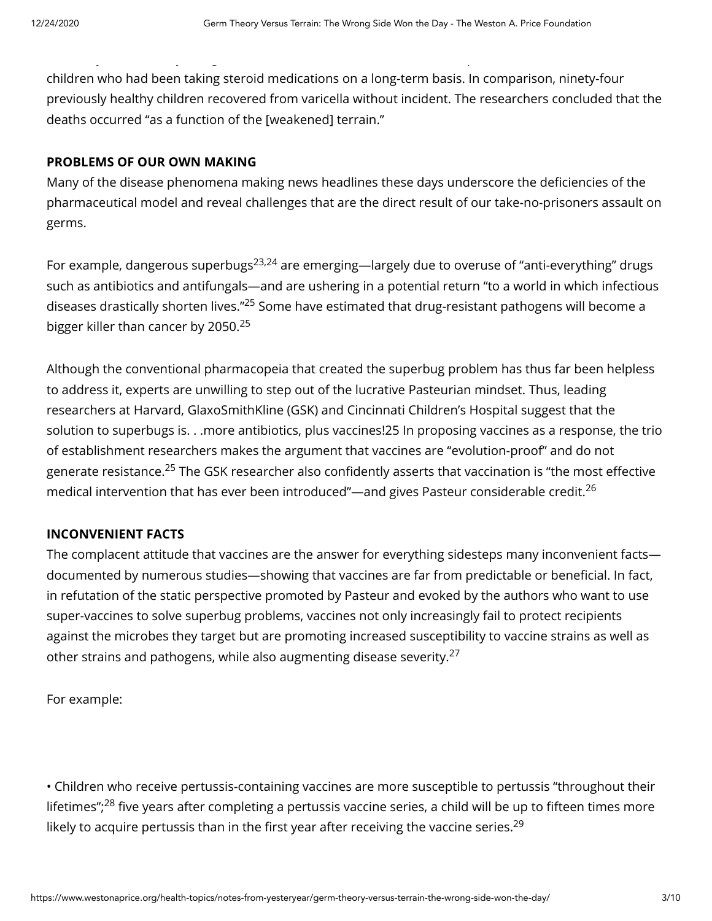children who had been taking steroid medications on a long-term basis. In comparison, ninety-four previously healthy children recovered from varicella without incident. The researchers concluded that the deaths occurred "as a function of the [weakened] terrain."

**PROBLEMS OF OUR OWN MAKING**

Many of the disease phenomena making news headlines these days underscore the deficiencies of the pharmaceutical model and reveal challenges that are the direct result of our take-no-prisoners assault on germs.

For example, dangerous superbugs[23,24] are emerging—largely due to overuse of "anti-everything" drugs such as antibiotics and antifungals—and are ushering in a potential return "to a world in which infectious diseases drastically shorten lives."[25] Some have estimated that drug-resistant pathogens will become a bigger killer than cancer by 2050.[25]

Although the conventional pharmacopeia that created the superbug problem has thus far been helpless to address it, experts are unwilling to step out of the lucrative Pasteurian mindset. Thus, leading researchers at Harvard, GlaxoSmithKline (GSK) and Cincinnati Children's Hospital suggest that the solution to superbugs is. . .more antibiotics, plus vaccines!25 In proposing vaccines as a response, the trio of establishment researchers makes the argument that vaccines are "evolution-proof" and do not generate resistance.[25] The GSK researcher also confidently asserts that vaccination is "the most effective medical intervention that has ever been introduced"—and gives Pasteur considerable credit.[26]

**INCONVENIENT FACTS**

The complacent attitude that vaccines are the answer for everything sidesteps many inconvenient facts—documented by numerous studies—showing that vaccines are far from predictable or beneficial. In fact, in refutation of the static perspective promoted by Pasteur and evoked by the authors who want to use super-vaccines to solve superbug problems, vaccines not only increasingly fail to protect recipients against the microbes they target but are promoting increased susceptibility to vaccine strains as well as other strains and pathogens, while also augmenting disease severity.[27]

For example:

- Children who receive pertussis-containing vaccines are more susceptible to pertussis "throughout their lifetimes";[28] five years after completing a pertussis vaccine series, a child will be up to fifteen times more likely to acquire pertussis than in the first year after receiving the vaccine series.[29]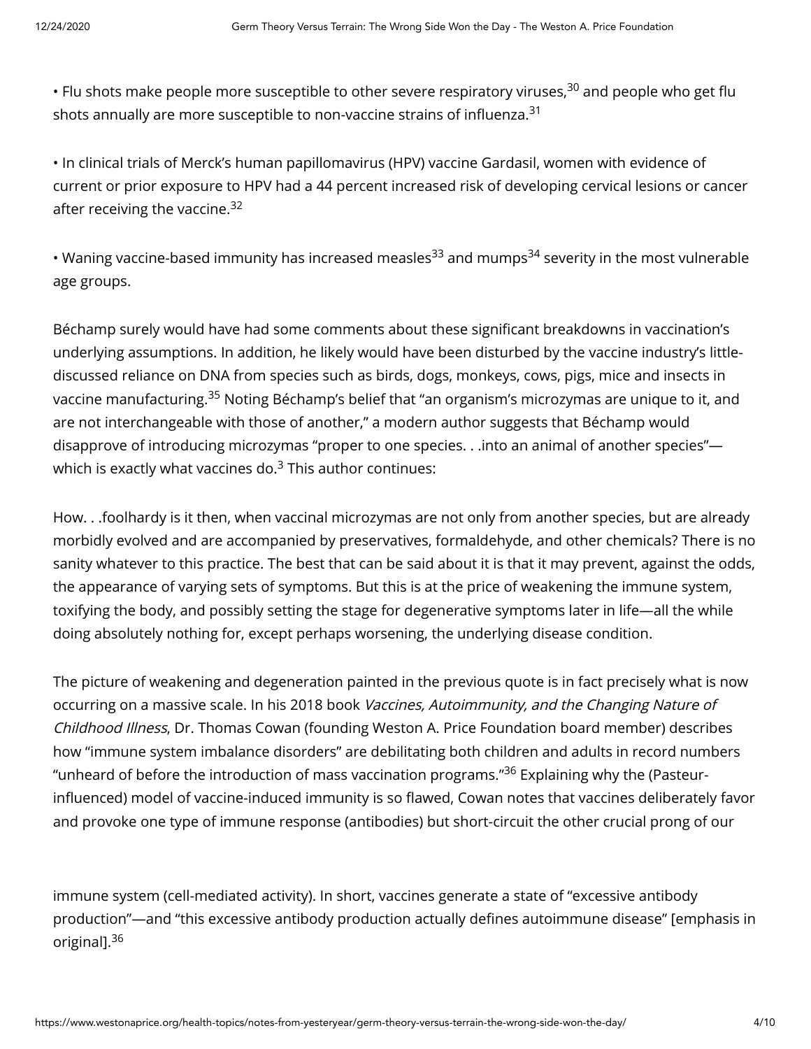• Flu shots make people more susceptible to other severe respiratory viruses,[30] and people who get flu shots annually are more susceptible to non-vaccine strains of influenza.[31]

• In clinical trials of Merck's human papillomavirus (HPV) vaccine Gardasil, women with evidence of current or prior exposure to HPV had a 44 percent increased risk of developing cervical lesions or cancer after receiving the vaccine.[32]

• Waning vaccine-based immunity has increased measles[33] and mumps[34] severity in the most vulnerable age groups.

Béchamp surely would have had some comments about these significant breakdowns in vaccination's underlying assumptions. In addition, he likely would have been disturbed by the vaccine industry's little-discussed reliance on DNA from species such as birds, dogs, monkeys, cows, pigs, mice and insects in vaccine manufacturing.[35] Noting Béchamp's belief that "an organism's microzymas are unique to it, and are not interchangeable with those of another," a modern author suggests that Béchamp would disapprove of introducing microzymas "proper to one species. . .into an animal of another species"—which is exactly what vaccines do.[3] This author continues:

How. . .foolhardy is it then, when vaccinal microzymas are not only from another species, but are already morbidly evolved and are accompanied by preservatives, formaldehyde, and other chemicals? There is no sanity whatever to this practice. The best that can be said about it is that it may prevent, against the odds, the appearance of varying sets of symptoms. But this is at the price of weakening the immune system, toxifying the body, and possibly setting the stage for degenerative symptoms later in life—all the while doing absolutely nothing for, except perhaps worsening, the underlying disease condition.

The picture of weakening and degeneration painted in the previous quote is in fact precisely what is now occurring on a massive scale. In his 2018 book *Vaccines, Autoimmunity, and the Changing Nature of Childhood Illness*, Dr. Thomas Cowan (founding Weston A. Price Foundation board member) describes how "immune system imbalance disorders" are debilitating both children and adults in record numbers "unheard of before the introduction of mass vaccination programs."[36] Explaining why the (Pasteur-influenced) model of vaccine-induced immunity is so flawed, Cowan notes that vaccines deliberately favor and provoke one type of immune response (antibodies) but short-circuit the other crucial prong of our immune system (cell-mediated activity). In short, vaccines generate a state of "excessive antibody production"—and "this excessive antibody production actually defines autoimmune disease" [emphasis in original].[36]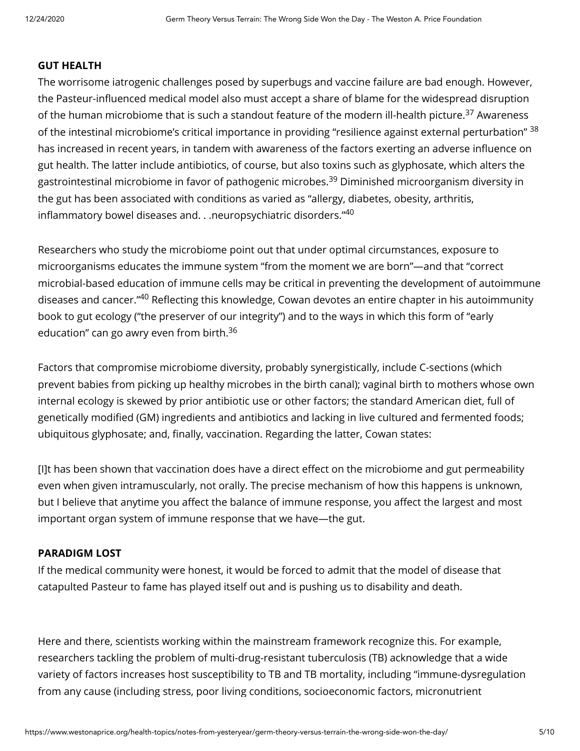### GUT HEALTH

The worrisome iatrogenic challenges posed by superbugs and vaccine failure are bad enough. However, the Pasteur-influenced medical model also must accept a share of blame for the widespread disruption of the human microbiome that is such a standout feature of the modern ill-health picture.[37] Awareness of the intestinal microbiome's critical importance in providing "resilience against external perturbation" [38] has increased in recent years, in tandem with awareness of the factors exerting an adverse influence on gut health. The latter include antibiotics, of course, but also toxins such as glyphosate, which alters the gastrointestinal microbiome in favor of pathogenic microbes.[39] Diminished microorganism diversity in the gut has been associated with conditions as varied as "allergy, diabetes, obesity, arthritis, inflammatory bowel diseases and. . .neuropsychiatric disorders."[40]

Researchers who study the microbiome point out that under optimal circumstances, exposure to microorganisms educates the immune system "from the moment we are born"—and that "correct microbial-based education of immune cells may be critical in preventing the development of autoimmune diseases and cancer."[40] Reflecting this knowledge, Cowan devotes an entire chapter in his autoimmunity book to gut ecology ("the preserver of our integrity") and to the ways in which this form of "early education" can go awry even from birth.[36]

Factors that compromise microbiome diversity, probably synergistically, include C-sections (which prevent babies from picking up healthy microbes in the birth canal); vaginal birth to mothers whose own internal ecology is skewed by prior antibiotic use or other factors; the standard American diet, full of genetically modified (GM) ingredients and antibiotics and lacking in live cultured and fermented foods; ubiquitous glyphosate; and, finally, vaccination. Regarding the latter, Cowan states:

[I]t has been shown that vaccination does have a direct effect on the microbiome and gut permeability even when given intramuscularly, not orally. The precise mechanism of how this happens is unknown, but I believe that anytime you affect the balance of immune response, you affect the largest and most important organ system of immune response that we have—the gut.

### PARADIGM LOST

If the medical community were honest, it would be forced to admit that the model of disease that catapulted Pasteur to fame has played itself out and is pushing us to disability and death.

Here and there, scientists working within the mainstream framework recognize this. For example, researchers tackling the problem of multi-drug-resistant tuberculosis (TB) acknowledge that a wide variety of factors increases host susceptibility to TB and TB mortality, including "immune-dysregulation from any cause (including stress, poor living conditions, socioeconomic factors, micronutrient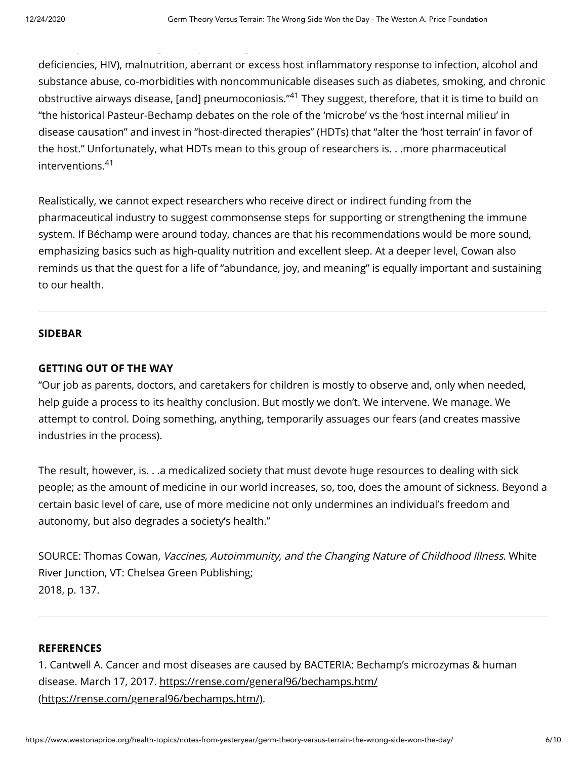deficiencies, HIV), malnutrition, aberrant or excess host inflammatory response to infection, alcohol and substance abuse, co-morbidities with noncommunicable diseases such as diabetes, smoking, and chronic obstructive airways disease, [and] pneumoconiosis."[41] They suggest, therefore, that it is time to build on "the historical Pasteur-Bechamp debates on the role of the 'microbe' vs the 'host internal milieu' in disease causation" and invest in "host-directed therapies" (HDTs) that "alter the 'host terrain' in favor of the host." Unfortunately, what HDTs mean to this group of researchers is. . .more pharmaceutical interventions.[41]

Realistically, we cannot expect researchers who receive direct or indirect funding from the pharmaceutical industry to suggest commonsense steps for supporting or strengthening the immune system. If Béchamp were around today, chances are that his recommendations would be more sound, emphasizing basics such as high-quality nutrition and excellent sleep. At a deeper level, Cowan also reminds us that the quest for a life of "abundance, joy, and meaning" is equally important and sustaining to our health.

---

**SIDEBAR**

**GETTING OUT OF THE WAY**

"Our job as parents, doctors, and caretakers for children is mostly to observe and, only when needed, help guide a process to its healthy conclusion. But mostly we don't. We intervene. We manage. We attempt to control. Doing something, anything, temporarily assuages our fears (and creates massive industries in the process).

The result, however, is. . .a medicalized society that must devote huge resources to dealing with sick people; as the amount of medicine in our world increases, so, too, does the amount of sickness. Beyond a certain basic level of care, use of more medicine not only undermines an individual's freedom and autonomy, but also degrades a society's health."

SOURCE: Thomas Cowan, *Vaccines, Autoimmunity, and the Changing Nature of Childhood Illness*. White River Junction, VT: Chelsea Green Publishing;
2018, p. 137.

---

**REFERENCES**

1. Cantwell A. Cancer and most diseases are caused by BACTERIA: Bechamp's microzymas & human disease. March 17, 2017. https://rense.com/general96/bechamps.htm/ (https://rense.com/general96/bechamps.htm/).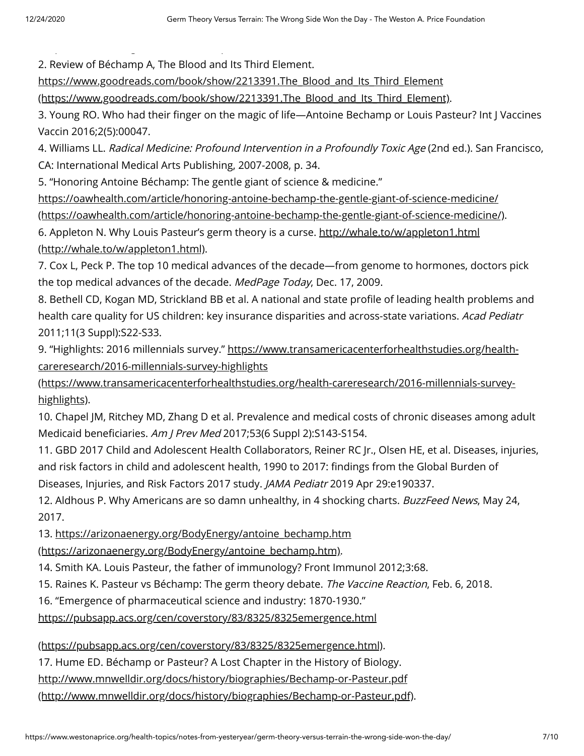2. Review of Béchamp A, The Blood and Its Third Element. https://www.goodreads.com/book/show/2213391.The_Blood_and_Its_Third_Element (https://www.goodreads.com/book/show/2213391.The_Blood_and_Its_Third_Element).

3. Young RO. Who had their finger on the magic of life—Antoine Bechamp or Louis Pasteur? Int J Vaccines Vaccin 2016;2(5):00047.

4. Williams LL. *Radical Medicine: Profound Intervention in a Profoundly Toxic Age* (2nd ed.). San Francisco, CA: International Medical Arts Publishing, 2007-2008, p. 34.

5. "Honoring Antoine Béchamp: The gentle giant of science & medicine." https://oawhealth.com/article/honoring-antoine-bechamp-the-gentle-giant-of-science-medicine/ (https://oawhealth.com/article/honoring-antoine-bechamp-the-gentle-giant-of-science-medicine/).

6. Appleton N. Why Louis Pasteur's germ theory is a curse. http://whale.to/w/appleton1.html (http://whale.to/w/appleton1.html).

7. Cox L, Peck P. The top 10 medical advances of the decade—from genome to hormones, doctors pick the top medical advances of the decade. *MedPage Today*, Dec. 17, 2009.

8. Bethell CD, Kogan MD, Strickland BB et al. A national and state profile of leading health problems and health care quality for US children: key insurance disparities and across-state variations. *Acad Pediatr* 2011;11(3 Suppl):S22-S33.

9. "Highlights: 2016 millennials survey." https://www.transamericacenterforhealthstudies.org/health-careresearch/2016-millennials-survey-highlights (https://www.transamericacenterforhealthstudies.org/health-careresearch/2016-millennials-survey-highlights).

10. Chapel JM, Ritchey MD, Zhang D et al. Prevalence and medical costs of chronic diseases among adult Medicaid beneficiaries. *Am J Prev Med* 2017;53(6 Suppl 2):S143-S154.

11. GBD 2017 Child and Adolescent Health Collaborators, Reiner RC Jr., Olsen HE, et al. Diseases, injuries, and risk factors in child and adolescent health, 1990 to 2017: findings from the Global Burden of Diseases, Injuries, and Risk Factors 2017 study. *JAMA Pediatr* 2019 Apr 29:e190337.

12. Aldhous P. Why Americans are so damn unhealthy, in 4 shocking charts. *BuzzFeed News*, May 24, 2017.

13. https://arizonaenergy.org/BodyEnergy/antoine_bechamp.htm (https://arizonaenergy.org/BodyEnergy/antoine_bechamp.htm).

14. Smith KA. Louis Pasteur, the father of immunology? Front Immunol 2012;3:68.

15. Raines K. Pasteur vs Béchamp: The germ theory debate. *The Vaccine Reaction*, Feb. 6, 2018.

16. "Emergence of pharmaceutical science and industry: 1870-1930." https://pubsapp.acs.org/cen/coverstory/83/8325/8325emergence.html (https://pubsapp.acs.org/cen/coverstory/83/8325/8325emergence.html).

17. Hume ED. Béchamp or Pasteur? A Lost Chapter in the History of Biology. http://www.mnwelldir.org/docs/history/biographies/Bechamp-or-Pasteur.pdf (http://www.mnwelldir.org/docs/history/biographies/Bechamp-or-Pasteur.pdf).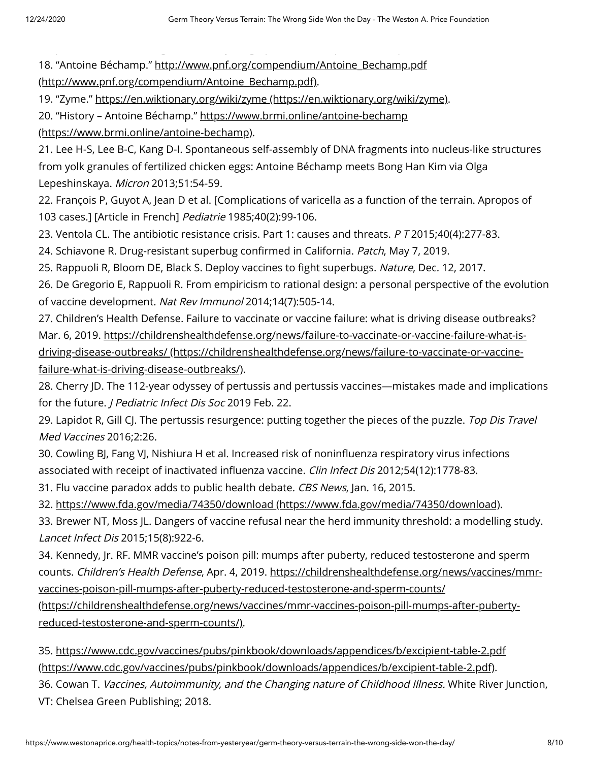18. “Antoine Béchamp.” http://www.pnf.org/compendium/Antoine_Bechamp.pdf (http://www.pnf.org/compendium/Antoine_Bechamp.pdf).

19. “Zyme.” https://en.wiktionary.org/wiki/zyme (https://en.wiktionary.org/wiki/zyme).

20. “History – Antoine Béchamp.” https://www.brmi.online/antoine-bechamp (https://www.brmi.online/antoine-bechamp).

21. Lee H-S, Lee B-C, Kang D-I. Spontaneous self-assembly of DNA fragments into nucleus-like structures from yolk granules of fertilized chicken eggs: Antoine Béchamp meets Bong Han Kim via Olga Lepeshinskaya. *Micron* 2013;51:54-59.

22. François P, Guyot A, Jean D et al. [Complications of varicella as a function of the terrain. Apropos of 103 cases.] [Article in French] *Pediatrie* 1985;40(2):99-106.

23. Ventola CL. The antibiotic resistance crisis. Part 1: causes and threats. *P T* 2015;40(4):277-83.

24. Schiavone R. Drug-resistant superbug confirmed in California. *Patch*, May 7, 2019.

25. Rappuoli R, Bloom DE, Black S. Deploy vaccines to fight superbugs. *Nature*, Dec. 12, 2017.

26. De Gregorio E, Rappuoli R. From empiricism to rational design: a personal perspective of the evolution of vaccine development. *Nat Rev Immunol* 2014;14(7):505-14.

27. Children’s Health Defense. Failure to vaccinate or vaccine failure: what is driving disease outbreaks? Mar. 6, 2019. https://childrenshealthdefense.org/news/failure-to-vaccinate-or-vaccine-failure-what-is-driving-disease-outbreaks/ (https://childrenshealthdefense.org/news/failure-to-vaccinate-or-vaccine-failure-what-is-driving-disease-outbreaks/).

28. Cherry JD. The 112-year odyssey of pertussis and pertussis vaccines—mistakes made and implications for the future. *J Pediatric Infect Dis Soc* 2019 Feb. 22.

29. Lapidot R, Gill CJ. The pertussis resurgence: putting together the pieces of the puzzle. *Top Dis Travel Med Vaccines* 2016;2:26.

30. Cowling BJ, Fang VJ, Nishiura H et al. Increased risk of noninfluenza respiratory virus infections associated with receipt of inactivated influenza vaccine. *Clin Infect Dis* 2012;54(12):1778-83.

31. Flu vaccine paradox adds to public health debate. *CBS News*, Jan. 16, 2015.

32. https://www.fda.gov/media/74350/download (https://www.fda.gov/media/74350/download).

33. Brewer NT, Moss JL. Dangers of vaccine refusal near the herd immunity threshold: a modelling study. *Lancet Infect Dis* 2015;15(8):922-6.

34. Kennedy, Jr. RF. MMR vaccine’s poison pill: mumps after puberty, reduced testosterone and sperm counts. *Children’s Health Defense*, Apr. 4, 2019. https://childrenshealthdefense.org/news/vaccines/mmr-vaccines-poison-pill-mumps-after-puberty-reduced-testosterone-and-sperm-counts/ (https://childrenshealthdefense.org/news/vaccines/mmr-vaccines-poison-pill-mumps-after-puberty-reduced-testosterone-and-sperm-counts/).

35. https://www.cdc.gov/vaccines/pubs/pinkbook/downloads/appendices/b/excipient-table-2.pdf (https://www.cdc.gov/vaccines/pubs/pinkbook/downloads/appendices/b/excipient-table-2.pdf).

36. Cowan T. *Vaccines, Autoimmunity, and the Changing nature of Childhood Illness.* White River Junction, VT: Chelsea Green Publishing; 2018.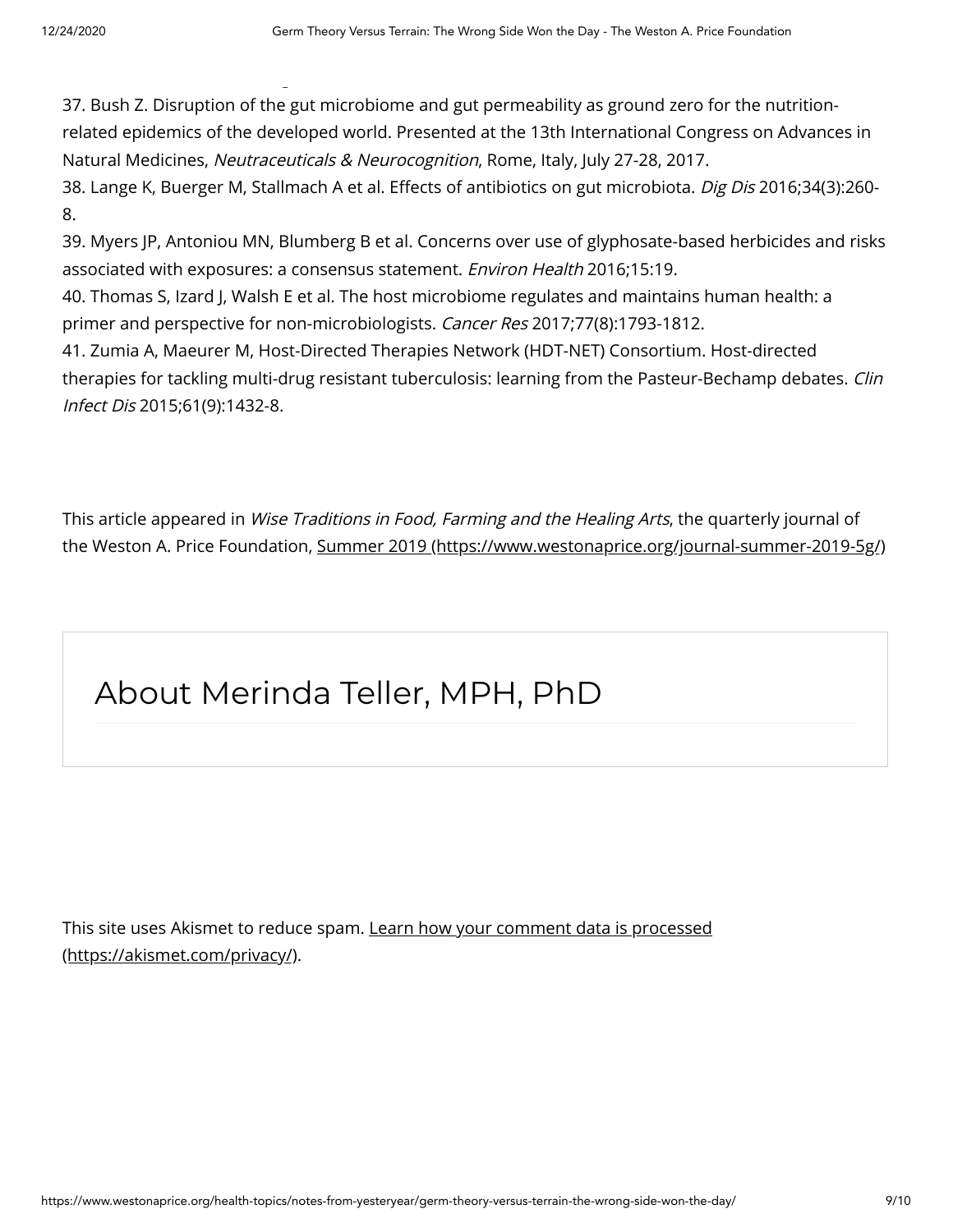37. Bush Z. Disruption of the gut microbiome and gut permeability as ground zero for the nutrition-related epidemics of the developed world. Presented at the 13th International Congress on Advances in Natural Medicines, *Neutraceuticals & Neurocognition*, Rome, Italy, July 27-28, 2017.
38. Lange K, Buerger M, Stallmach A et al. Effects of antibiotics on gut microbiota. *Dig Dis* 2016;34(3):260-8.
39. Myers JP, Antoniou MN, Blumberg B et al. Concerns over use of glyphosate-based herbicides and risks associated with exposures: a consensus statement. *Environ Health* 2016;15:19.
40. Thomas S, Izard J, Walsh E et al. The host microbiome regulates and maintains human health: a primer and perspective for non-microbiologists. *Cancer Res* 2017;77(8):1793-1812.
41. Zumia A, Maeurer M, Host-Directed Therapies Network (HDT-NET) Consortium. Host-directed therapies for tackling multi-drug resistant tuberculosis: learning from the Pasteur-Bechamp debates. *Clin Infect Dis* 2015;61(9):1432-8.

This article appeared in *Wise Traditions in Food, Farming and the Healing Arts*, the quarterly journal of the Weston A. Price Foundation, Summer 2019 (https://www.westonaprice.org/journal-summer-2019-5g/)

## About Merinda Teller, MPH, PhD

This site uses Akismet to reduce spam. Learn how your comment data is processed (https://akismet.com/privacy/).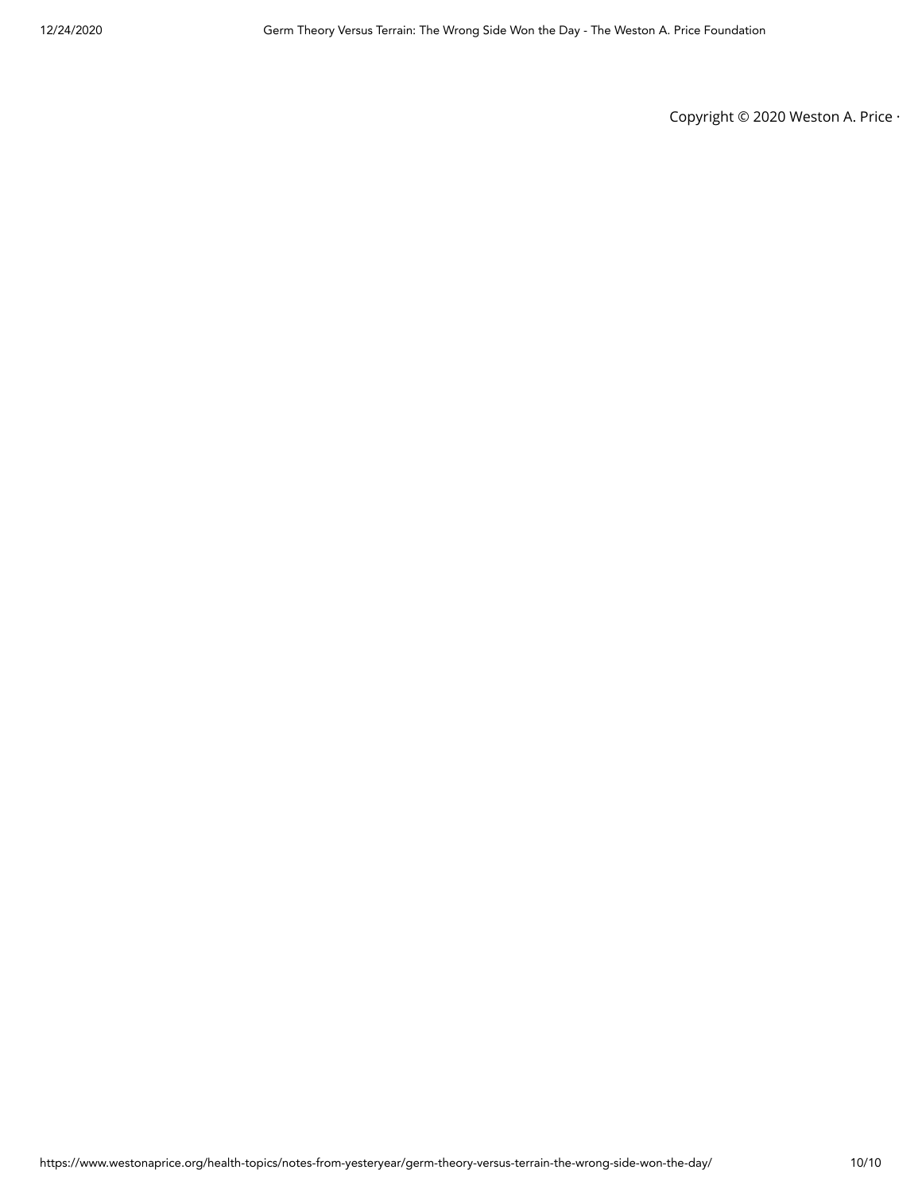Copyright © 2020 Weston A. Price ·